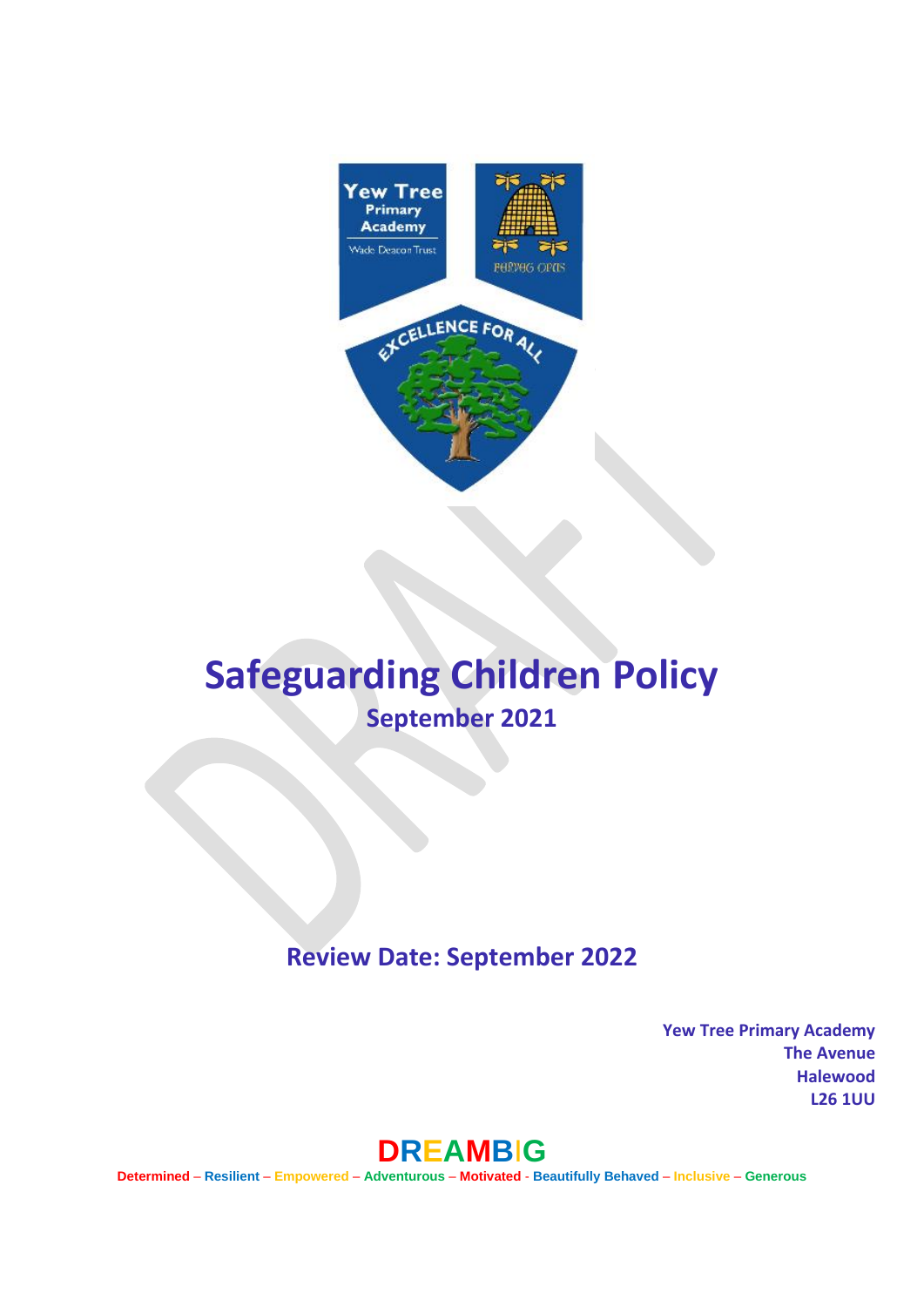# Safeguarding Children Policy

**September 2021**

**Review Date: September 2022**

**Yew Tree Primary Academy**
**The Avenue**
**Halewood**
**L26 1UU**

**DREAMBIG**

**Determined – Resilient – Empowered – Adventurous – Motivated - Beautifully Behaved – Inclusive – Generous**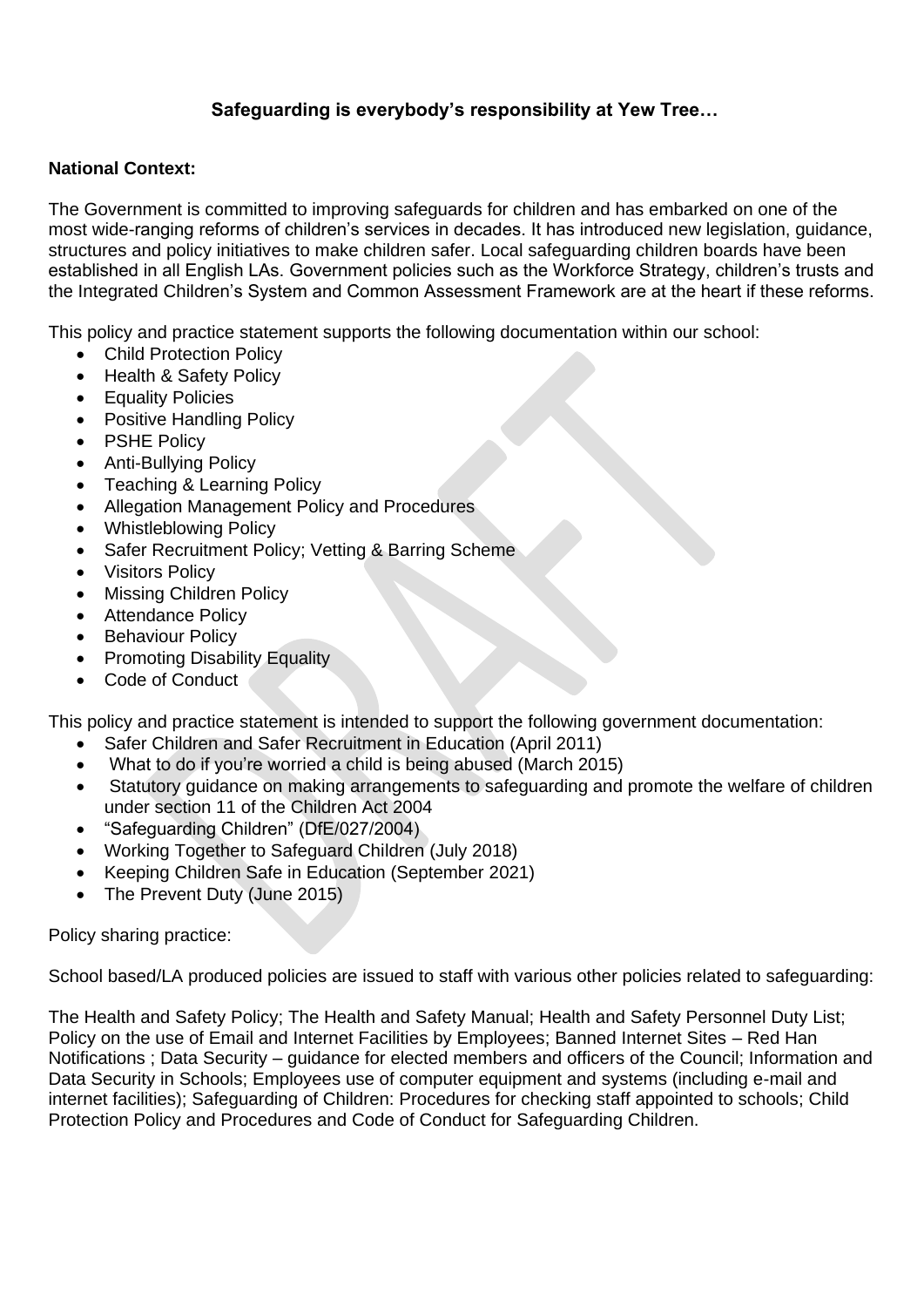**Safeguarding is everybody's responsibility at Yew Tree…**

**National Context:**

The Government is committed to improving safeguards for children and has embarked on one of the most wide-ranging reforms of children's services in decades. It has introduced new legislation, guidance, structures and policy initiatives to make children safer. Local safeguarding children boards have been established in all English LAs. Government policies such as the Workforce Strategy, children's trusts and the Integrated Children's System and Common Assessment Framework are at the heart if these reforms.

This policy and practice statement supports the following documentation within our school:

- Child Protection Policy
- Health & Safety Policy
- Equality Policies
- Positive Handling Policy
- PSHE Policy
- Anti-Bullying Policy
- Teaching & Learning Policy
- Allegation Management Policy and Procedures
- Whistleblowing Policy
- Safer Recruitment Policy; Vetting & Barring Scheme
- Visitors Policy
- Missing Children Policy
- Attendance Policy
- Behaviour Policy
- Promoting Disability Equality
- Code of Conduct

This policy and practice statement is intended to support the following government documentation:

- Safer Children and Safer Recruitment in Education (April 2011)
- What to do if you're worried a child is being abused (March 2015)
- Statutory guidance on making arrangements to safeguarding and promote the welfare of children under section 11 of the Children Act 2004
- "Safeguarding Children" (DfE/027/2004)
- Working Together to Safeguard Children (July 2018)
- Keeping Children Safe in Education (September 2021)
- The Prevent Duty (June 2015)

Policy sharing practice:

School based/LA produced policies are issued to staff with various other policies related to safeguarding:

The Health and Safety Policy; The Health and Safety Manual; Health and Safety Personnel Duty List; Policy on the use of Email and Internet Facilities by Employees; Banned Internet Sites – Red Han Notifications ; Data Security – guidance for elected members and officers of the Council; Information and Data Security in Schools; Employees use of computer equipment and systems (including e-mail and internet facilities); Safeguarding of Children: Procedures for checking staff appointed to schools; Child Protection Policy and Procedures and Code of Conduct for Safeguarding Children.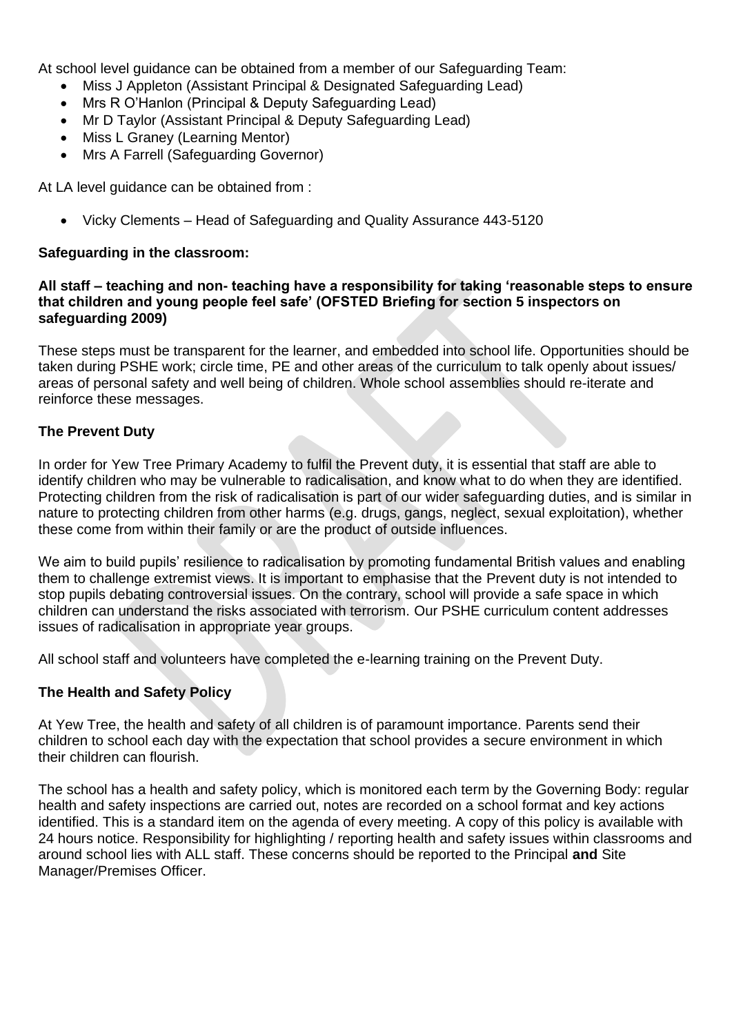At school level guidance can be obtained from a member of our Safeguarding Team:

- Miss J Appleton (Assistant Principal & Designated Safeguarding Lead)
- Mrs R O'Hanlon (Principal & Deputy Safeguarding Lead)
- Mr D Taylor (Assistant Principal & Deputy Safeguarding Lead)
- Miss L Graney (Learning Mentor)
- Mrs A Farrell (Safeguarding Governor)

At LA level guidance can be obtained from :

- Vicky Clements – Head of Safeguarding and Quality Assurance 443-5120

**Safeguarding in the classroom:**

**All staff – teaching and non- teaching have a responsibility for taking 'reasonable steps to ensure that children and young people feel safe' (OFSTED Briefing for section 5 inspectors on safeguarding 2009)**

These steps must be transparent for the learner, and embedded into school life. Opportunities should be taken during PSHE work; circle time, PE and other areas of the curriculum to talk openly about issues/ areas of personal safety and well being of children. Whole school assemblies should re-iterate and reinforce these messages.

**The Prevent Duty**

In order for Yew Tree Primary Academy to fulfil the Prevent duty, it is essential that staff are able to identify children who may be vulnerable to radicalisation, and know what to do when they are identified. Protecting children from the risk of radicalisation is part of our wider safeguarding duties, and is similar in nature to protecting children from other harms (e.g. drugs, gangs, neglect, sexual exploitation), whether these come from within their family or are the product of outside influences.

We aim to build pupils' resilience to radicalisation by promoting fundamental British values and enabling them to challenge extremist views. It is important to emphasise that the Prevent duty is not intended to stop pupils debating controversial issues. On the contrary, school will provide a safe space in which children can understand the risks associated with terrorism. Our PSHE curriculum content addresses issues of radicalisation in appropriate year groups.

All school staff and volunteers have completed the e-learning training on the Prevent Duty.

**The Health and Safety Policy**

At Yew Tree, the health and safety of all children is of paramount importance. Parents send their children to school each day with the expectation that school provides a secure environment in which their children can flourish.

The school has a health and safety policy, which is monitored each term by the Governing Body: regular health and safety inspections are carried out, notes are recorded on a school format and key actions identified. This is a standard item on the agenda of every meeting. A copy of this policy is available with 24 hours notice. Responsibility for highlighting / reporting health and safety issues within classrooms and around school lies with ALL staff. These concerns should be reported to the Principal **and** Site Manager/Premises Officer.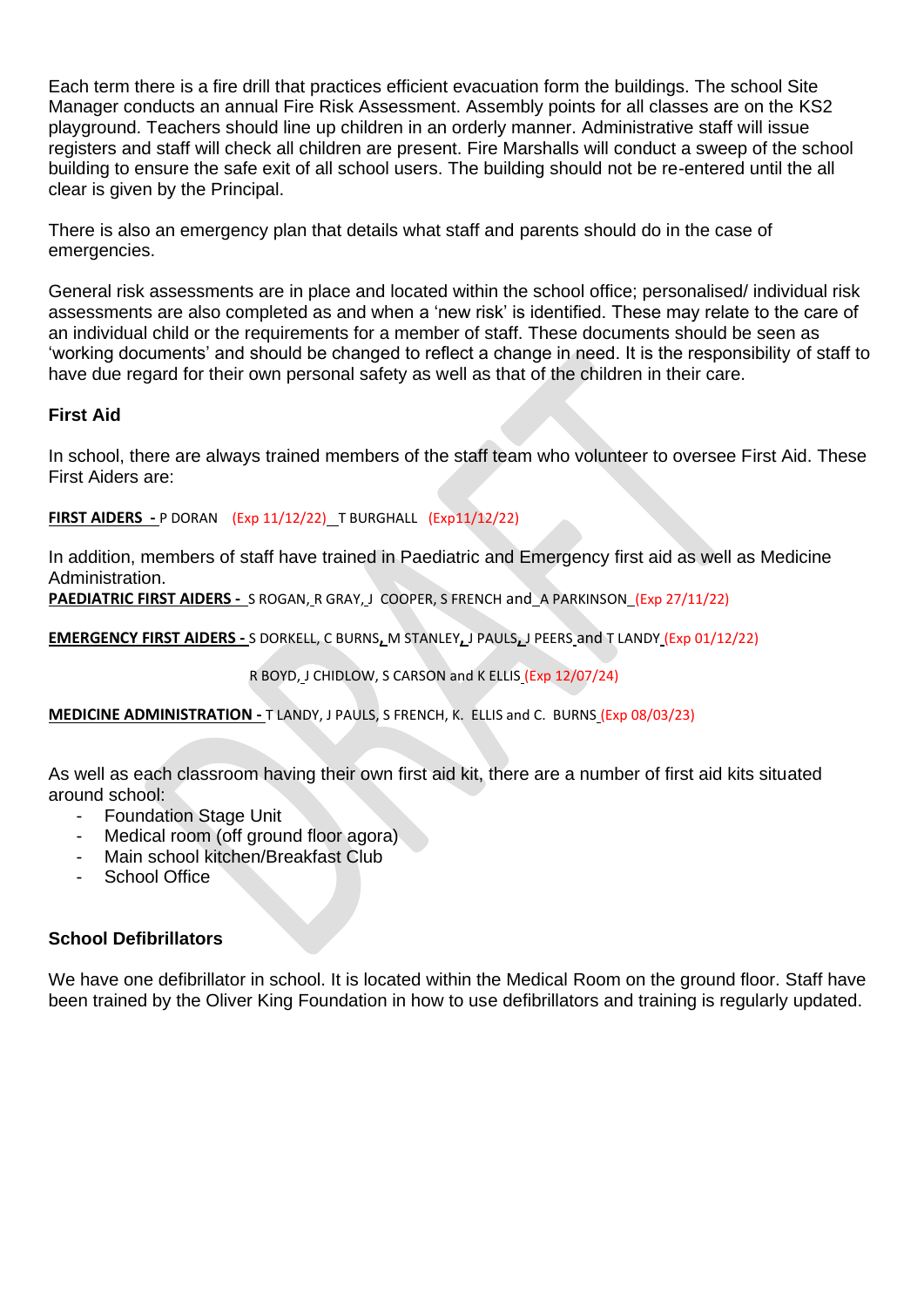Each term there is a fire drill that practices efficient evacuation form the buildings. The school Site Manager conducts an annual Fire Risk Assessment. Assembly points for all classes are on the KS2 playground. Teachers should line up children in an orderly manner. Administrative staff will issue registers and staff will check all children are present. Fire Marshalls will conduct a sweep of the school building to ensure the safe exit of all school users. The building should not be re-entered until the all clear is given by the Principal.

There is also an emergency plan that details what staff and parents should do in the case of emergencies.

General risk assessments are in place and located within the school office; personalised/ individual risk assessments are also completed as and when a 'new risk' is identified. These may relate to the care of an individual child or the requirements for a member of staff. These documents should be seen as 'working documents' and should be changed to reflect a change in need. It is the responsibility of staff to have due regard for their own personal safety as well as that of the children in their care.

### First Aid

In school, there are always trained members of the staff team who volunteer to oversee First Aid. These First Aiders are:

**FIRST AIDERS -** P DORAN (Exp 11/12/22) T BURGHALL (Exp11/12/22)

In addition, members of staff have trained in Paediatric and Emergency first aid as well as Medicine Administration.

**PAEDIATRIC FIRST AIDERS -** S ROGAN, R GRAY, J COOPER, S FRENCH and A PARKINSON (Exp 27/11/22)

**EMERGENCY FIRST AIDERS -** S DORKELL, C BURNS, M STANLEY, J PAULS, J PEERS and T LANDY (Exp 01/12/22)

R BOYD, J CHIDLOW, S CARSON and K ELLIS (Exp 12/07/24)

**MEDICINE ADMINISTRATION -** T LANDY, J PAULS, S FRENCH, K. ELLIS and C. BURNS (Exp 08/03/23)

As well as each classroom having their own first aid kit, there are a number of first aid kits situated around school:

- Foundation Stage Unit
- Medical room (off ground floor agora)
- Main school kitchen/Breakfast Club
- School Office

### School Defibrillators

We have one defibrillator in school. It is located within the Medical Room on the ground floor. Staff have been trained by the Oliver King Foundation in how to use defibrillators and training is regularly updated.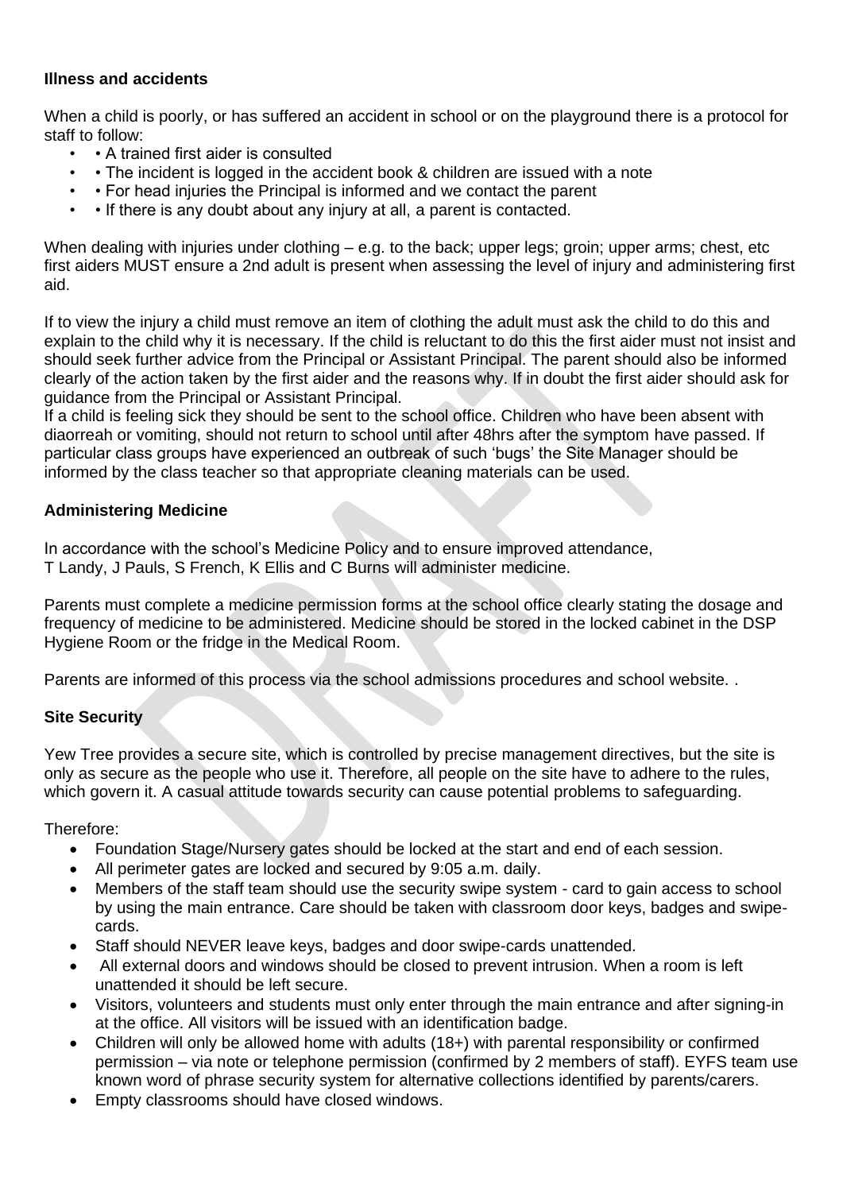**Illness and accidents**

When a child is poorly, or has suffered an accident in school or on the playground there is a protocol for staff to follow:

- • A trained first aider is consulted
- • The incident is logged in the accident book & children are issued with a note
- • For head injuries the Principal is informed and we contact the parent
- • If there is any doubt about any injury at all, a parent is contacted.

When dealing with injuries under clothing – e.g. to the back; upper legs; groin; upper arms; chest, etc first aiders MUST ensure a 2nd adult is present when assessing the level of injury and administering first aid.

If to view the injury a child must remove an item of clothing the adult must ask the child to do this and explain to the child why it is necessary. If the child is reluctant to do this the first aider must not insist and should seek further advice from the Principal or Assistant Principal. The parent should also be informed clearly of the action taken by the first aider and the reasons why. If in doubt the first aider should ask for guidance from the Principal or Assistant Principal.

If a child is feeling sick they should be sent to the school office. Children who have been absent with diaorreah or vomiting, should not return to school until after 48hrs after the symptom have passed. If particular class groups have experienced an outbreak of such 'bugs' the Site Manager should be informed by the class teacher so that appropriate cleaning materials can be used.

**Administering Medicine**

In accordance with the school's Medicine Policy and to ensure improved attendance,
T Landy, J Pauls, S French, K Ellis and C Burns will administer medicine.

Parents must complete a medicine permission forms at the school office clearly stating the dosage and frequency of medicine to be administered. Medicine should be stored in the locked cabinet in the DSP Hygiene Room or the fridge in the Medical Room.

Parents are informed of this process via the school admissions procedures and school website. .

**Site Security**

Yew Tree provides a secure site, which is controlled by precise management directives, but the site is only as secure as the people who use it. Therefore, all people on the site have to adhere to the rules, which govern it. A casual attitude towards security can cause potential problems to safeguarding.

Therefore:

- Foundation Stage/Nursery gates should be locked at the start and end of each session.
- All perimeter gates are locked and secured by 9:05 a.m. daily.
- Members of the staff team should use the security swipe system - card to gain access to school by using the main entrance. Care should be taken with classroom door keys, badges and swipe-cards.
- Staff should NEVER leave keys, badges and door swipe-cards unattended.
- All external doors and windows should be closed to prevent intrusion. When a room is left unattended it should be left secure.
- Visitors, volunteers and students must only enter through the main entrance and after signing-in at the office. All visitors will be issued with an identification badge.
- Children will only be allowed home with adults (18+) with parental responsibility or confirmed permission – via note or telephone permission (confirmed by 2 members of staff). EYFS team use known word of phrase security system for alternative collections identified by parents/carers.
- Empty classrooms should have closed windows.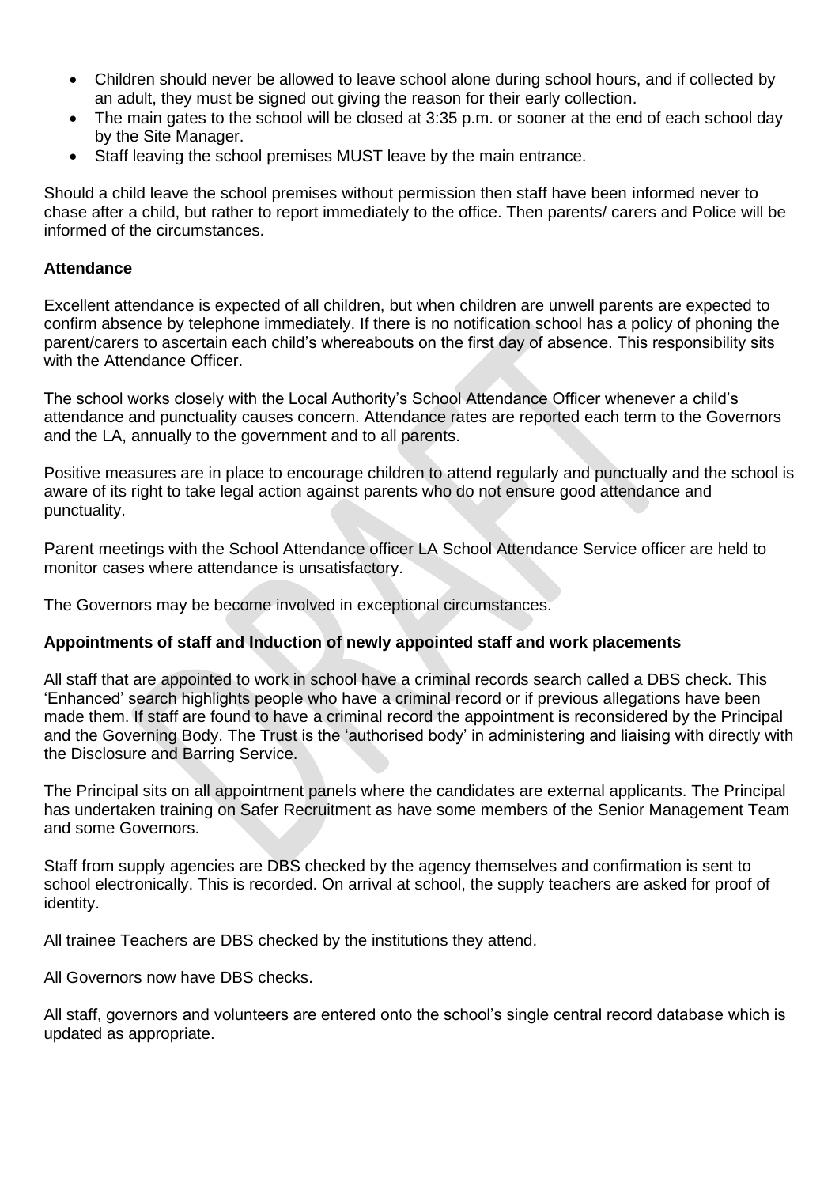- Children should never be allowed to leave school alone during school hours, and if collected by an adult, they must be signed out giving the reason for their early collection.
- The main gates to the school will be closed at 3:35 p.m. or sooner at the end of each school day by the Site Manager.
- Staff leaving the school premises MUST leave by the main entrance.

Should a child leave the school premises without permission then staff have been informed never to chase after a child, but rather to report immediately to the office. Then parents/ carers and Police will be informed of the circumstances.

**Attendance**

Excellent attendance is expected of all children, but when children are unwell parents are expected to confirm absence by telephone immediately. If there is no notification school has a policy of phoning the parent/carers to ascertain each child's whereabouts on the first day of absence. This responsibility sits with the Attendance Officer.

The school works closely with the Local Authority's School Attendance Officer whenever a child's attendance and punctuality causes concern. Attendance rates are reported each term to the Governors and the LA, annually to the government and to all parents.

Positive measures are in place to encourage children to attend regularly and punctually and the school is aware of its right to take legal action against parents who do not ensure good attendance and punctuality.

Parent meetings with the School Attendance officer LA School Attendance Service officer are held to monitor cases where attendance is unsatisfactory.

The Governors may be become involved in exceptional circumstances.

**Appointments of staff and Induction of newly appointed staff and work placements**

All staff that are appointed to work in school have a criminal records search called a DBS check. This 'Enhanced' search highlights people who have a criminal record or if previous allegations have been made them. If staff are found to have a criminal record the appointment is reconsidered by the Principal and the Governing Body. The Trust is the 'authorised body' in administering and liaising with directly with the Disclosure and Barring Service.

The Principal sits on all appointment panels where the candidates are external applicants. The Principal has undertaken training on Safer Recruitment as have some members of the Senior Management Team and some Governors.

Staff from supply agencies are DBS checked by the agency themselves and confirmation is sent to school electronically. This is recorded. On arrival at school, the supply teachers are asked for proof of identity.

All trainee Teachers are DBS checked by the institutions they attend.

All Governors now have DBS checks.

All staff, governors and volunteers are entered onto the school's single central record database which is updated as appropriate.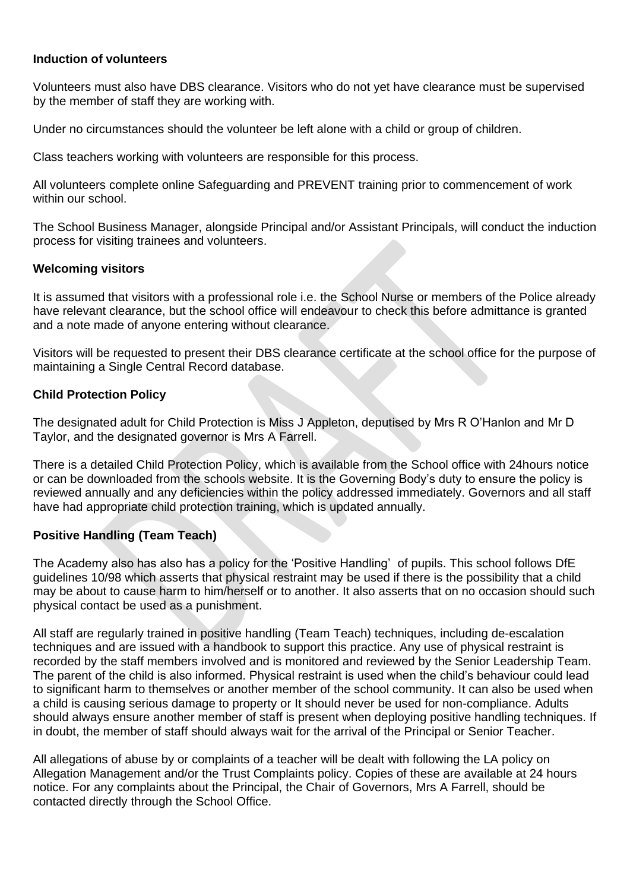**Induction of volunteers**

Volunteers must also have DBS clearance. Visitors who do not yet have clearance must be supervised by the member of staff they are working with.

Under no circumstances should the volunteer be left alone with a child or group of children.

Class teachers working with volunteers are responsible for this process.

All volunteers complete online Safeguarding and PREVENT training prior to commencement of work within our school.

The School Business Manager, alongside Principal and/or Assistant Principals, will conduct the induction process for visiting trainees and volunteers.

**Welcoming visitors**

It is assumed that visitors with a professional role i.e. the School Nurse or members of the Police already have relevant clearance, but the school office will endeavour to check this before admittance is granted and a note made of anyone entering without clearance.

Visitors will be requested to present their DBS clearance certificate at the school office for the purpose of maintaining a Single Central Record database.

**Child Protection Policy**

The designated adult for Child Protection is Miss J Appleton, deputised by Mrs R O'Hanlon and Mr D Taylor, and the designated governor is Mrs A Farrell.

There is a detailed Child Protection Policy, which is available from the School office with 24hours notice or can be downloaded from the schools website. It is the Governing Body's duty to ensure the policy is reviewed annually and any deficiencies within the policy addressed immediately. Governors and all staff have had appropriate child protection training, which is updated annually.

**Positive Handling (Team Teach)**

The Academy also has also has a policy for the 'Positive Handling' of pupils. This school follows DfE guidelines 10/98 which asserts that physical restraint may be used if there is the possibility that a child may be about to cause harm to him/herself or to another. It also asserts that on no occasion should such physical contact be used as a punishment.

All staff are regularly trained in positive handling (Team Teach) techniques, including de-escalation techniques and are issued with a handbook to support this practice. Any use of physical restraint is recorded by the staff members involved and is monitored and reviewed by the Senior Leadership Team. The parent of the child is also informed. Physical restraint is used when the child's behaviour could lead to significant harm to themselves or another member of the school community. It can also be used when a child is causing serious damage to property or It should never be used for non-compliance. Adults should always ensure another member of staff is present when deploying positive handling techniques. If in doubt, the member of staff should always wait for the arrival of the Principal or Senior Teacher.

All allegations of abuse by or complaints of a teacher will be dealt with following the LA policy on Allegation Management and/or the Trust Complaints policy. Copies of these are available at 24 hours notice. For any complaints about the Principal, the Chair of Governors, Mrs A Farrell, should be contacted directly through the School Office.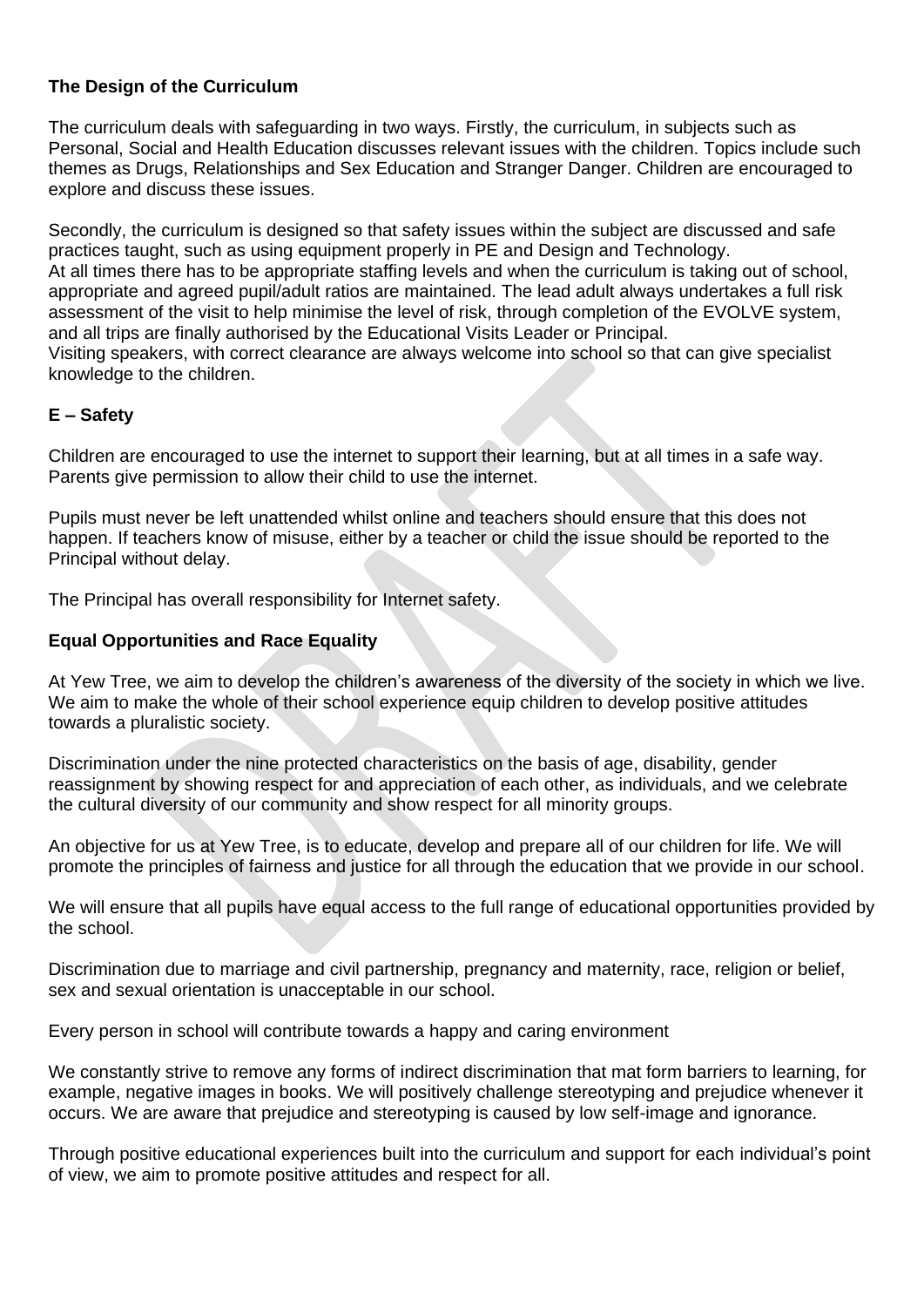### The Design of the Curriculum

The curriculum deals with safeguarding in two ways. Firstly, the curriculum, in subjects such as Personal, Social and Health Education discusses relevant issues with the children. Topics include such themes as Drugs, Relationships and Sex Education and Stranger Danger. Children are encouraged to explore and discuss these issues.

Secondly, the curriculum is designed so that safety issues within the subject are discussed and safe practices taught, such as using equipment properly in PE and Design and Technology.
At all times there has to be appropriate staffing levels and when the curriculum is taking out of school, appropriate and agreed pupil/adult ratios are maintained. The lead adult always undertakes a full risk assessment of the visit to help minimise the level of risk, through completion of the EVOLVE system, and all trips are finally authorised by the Educational Visits Leader or Principal.
Visiting speakers, with correct clearance are always welcome into school so that can give specialist knowledge to the children.

### E – Safety

Children are encouraged to use the internet to support their learning, but at all times in a safe way. Parents give permission to allow their child to use the internet.

Pupils must never be left unattended whilst online and teachers should ensure that this does not happen. If teachers know of misuse, either by a teacher or child the issue should be reported to the Principal without delay.

The Principal has overall responsibility for Internet safety.

### Equal Opportunities and Race Equality

At Yew Tree, we aim to develop the children's awareness of the diversity of the society in which we live. We aim to make the whole of their school experience equip children to develop positive attitudes towards a pluralistic society.

Discrimination under the nine protected characteristics on the basis of age, disability, gender reassignment by showing respect for and appreciation of each other, as individuals, and we celebrate the cultural diversity of our community and show respect for all minority groups.

An objective for us at Yew Tree, is to educate, develop and prepare all of our children for life. We will promote the principles of fairness and justice for all through the education that we provide in our school.

We will ensure that all pupils have equal access to the full range of educational opportunities provided by the school.

Discrimination due to marriage and civil partnership, pregnancy and maternity, race, religion or belief, sex and sexual orientation is unacceptable in our school.

Every person in school will contribute towards a happy and caring environment

We constantly strive to remove any forms of indirect discrimination that mat form barriers to learning, for example, negative images in books. We will positively challenge stereotyping and prejudice whenever it occurs. We are aware that prejudice and stereotyping is caused by low self-image and ignorance.

Through positive educational experiences built into the curriculum and support for each individual's point of view, we aim to promote positive attitudes and respect for all.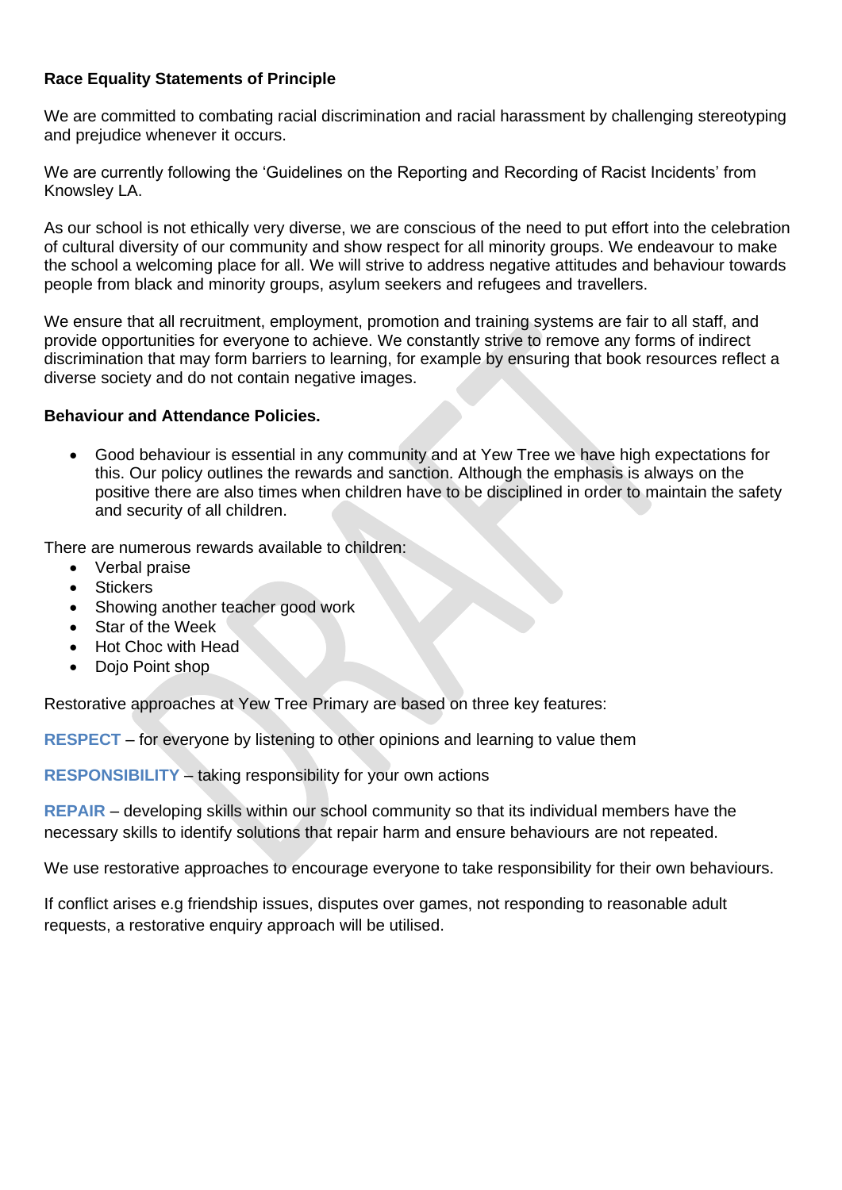**Race Equality Statements of Principle**

We are committed to combating racial discrimination and racial harassment by challenging stereotyping and prejudice whenever it occurs.

We are currently following the 'Guidelines on the Reporting and Recording of Racist Incidents' from Knowsley LA.

As our school is not ethically very diverse, we are conscious of the need to put effort into the celebration of cultural diversity of our community and show respect for all minority groups. We endeavour to make the school a welcoming place for all. We will strive to address negative attitudes and behaviour towards people from black and minority groups, asylum seekers and refugees and travellers.

We ensure that all recruitment, employment, promotion and training systems are fair to all staff, and provide opportunities for everyone to achieve. We constantly strive to remove any forms of indirect discrimination that may form barriers to learning, for example by ensuring that book resources reflect a diverse society and do not contain negative images.

**Behaviour and Attendance Policies.**

- Good behaviour is essential in any community and at Yew Tree we have high expectations for this. Our policy outlines the rewards and sanction. Although the emphasis is always on the positive there are also times when children have to be disciplined in order to maintain the safety and security of all children.

There are numerous rewards available to children:

- Verbal praise
- Stickers
- Showing another teacher good work
- Star of the Week
- Hot Choc with Head
- Dojo Point shop

Restorative approaches at Yew Tree Primary are based on three key features:

**RESPECT** – for everyone by listening to other opinions and learning to value them

**RESPONSIBILITY** – taking responsibility for your own actions

**REPAIR** – developing skills within our school community so that its individual members have the necessary skills to identify solutions that repair harm and ensure behaviours are not repeated.

We use restorative approaches to encourage everyone to take responsibility for their own behaviours.

If conflict arises e.g friendship issues, disputes over games, not responding to reasonable adult requests, a restorative enquiry approach will be utilised.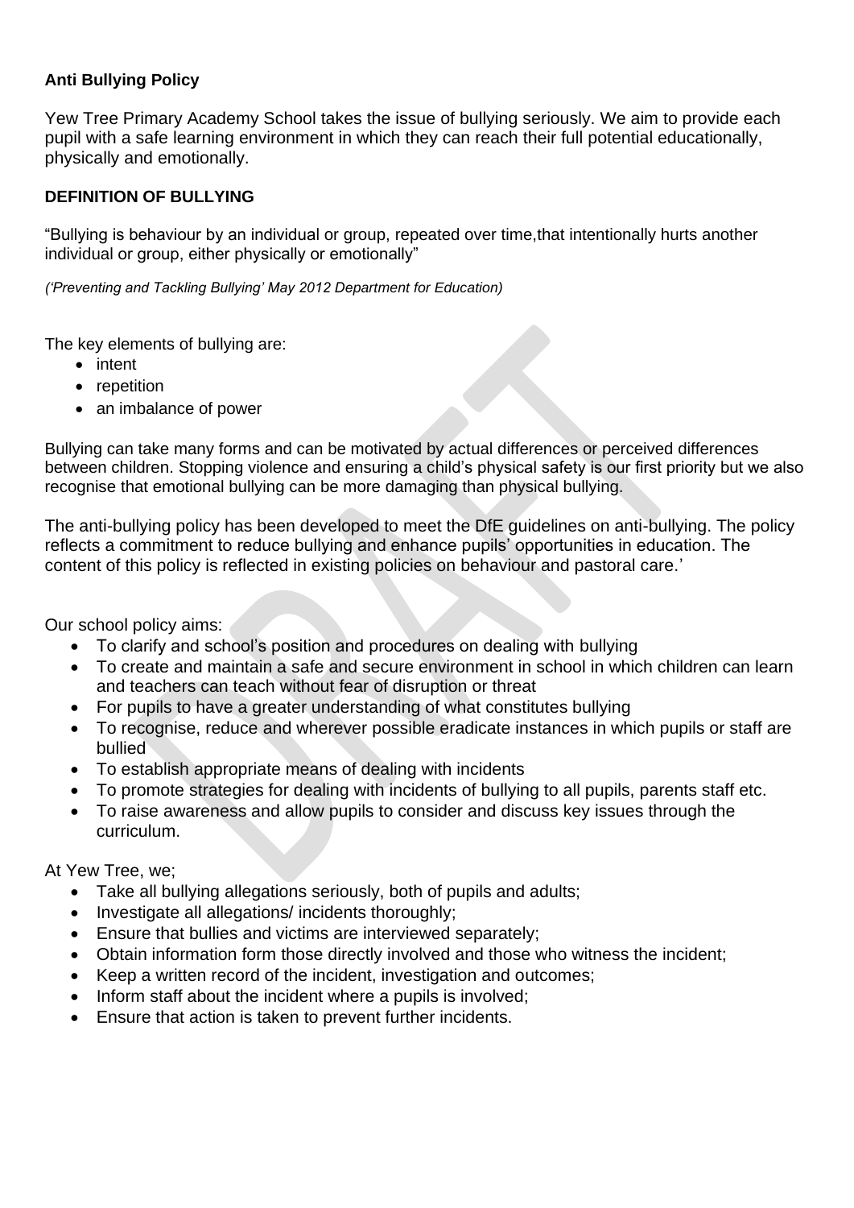**Anti Bullying Policy**

Yew Tree Primary Academy School takes the issue of bullying seriously. We aim to provide each pupil with a safe learning environment in which they can reach their full potential educationally, physically and emotionally.

**DEFINITION OF BULLYING**

"Bullying is behaviour by an individual or group, repeated over time,that intentionally hurts another individual or group, either physically or emotionally"

*('Preventing and Tackling Bullying' May 2012 Department for Education)*

The key elements of bullying are:

- intent
- repetition
- an imbalance of power

Bullying can take many forms and can be motivated by actual differences or perceived differences between children. Stopping violence and ensuring a child's physical safety is our first priority but we also recognise that emotional bullying can be more damaging than physical bullying.

The anti-bullying policy has been developed to meet the DfE guidelines on anti-bullying. The policy reflects a commitment to reduce bullying and enhance pupils' opportunities in education. The content of this policy is reflected in existing policies on behaviour and pastoral care.'

Our school policy aims:

- To clarify and school's position and procedures on dealing with bullying
- To create and maintain a safe and secure environment in school in which children can learn and teachers can teach without fear of disruption or threat
- For pupils to have a greater understanding of what constitutes bullying
- To recognise, reduce and wherever possible eradicate instances in which pupils or staff are bullied
- To establish appropriate means of dealing with incidents
- To promote strategies for dealing with incidents of bullying to all pupils, parents staff etc.
- To raise awareness and allow pupils to consider and discuss key issues through the curriculum.

At Yew Tree, we;

- Take all bullying allegations seriously, both of pupils and adults;
- Investigate all allegations/ incidents thoroughly;
- Ensure that bullies and victims are interviewed separately;
- Obtain information form those directly involved and those who witness the incident;
- Keep a written record of the incident, investigation and outcomes;
- Inform staff about the incident where a pupils is involved;
- Ensure that action is taken to prevent further incidents.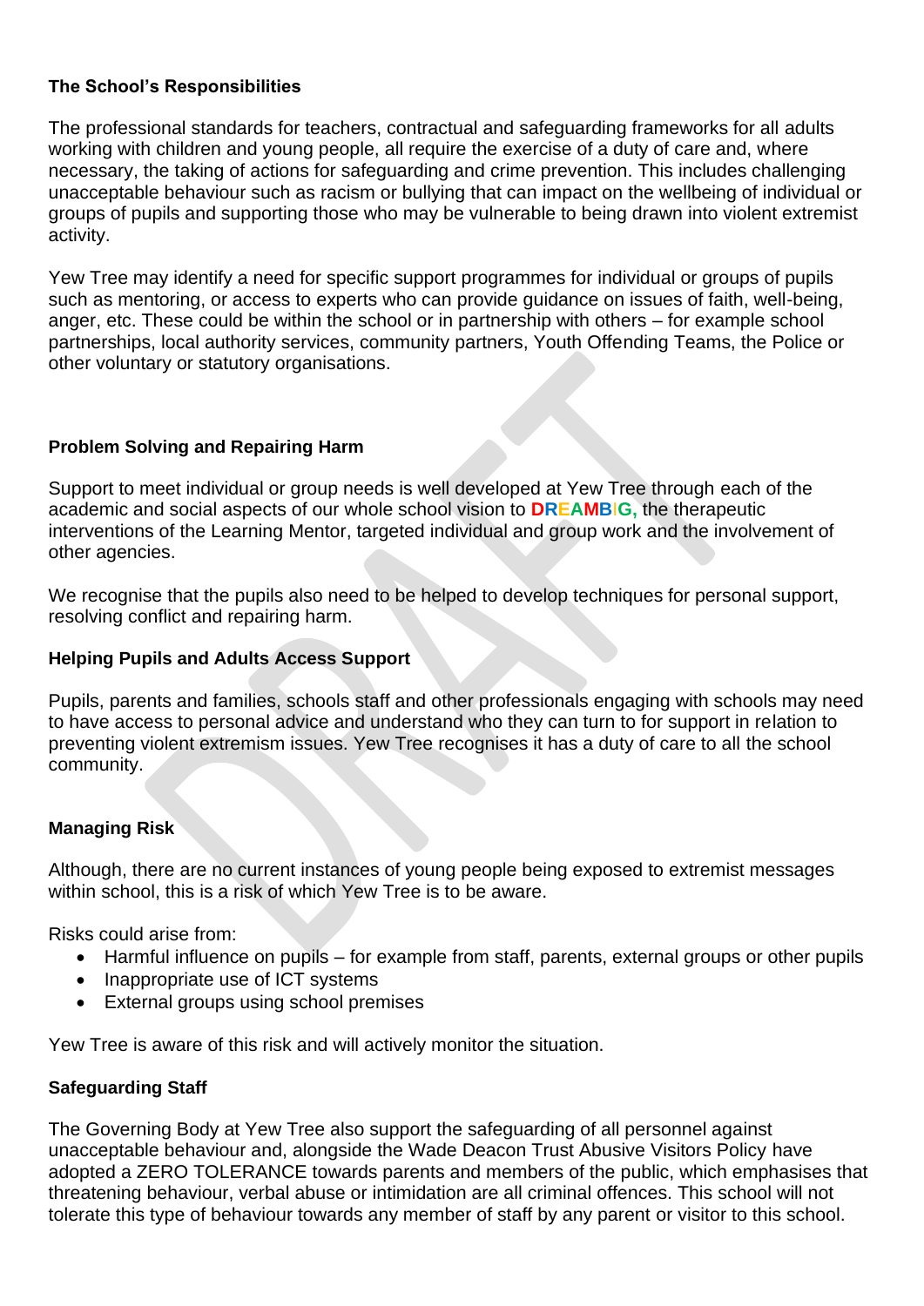**The School's Responsibilities**

The professional standards for teachers, contractual and safeguarding frameworks for all adults working with children and young people, all require the exercise of a duty of care and, where necessary, the taking of actions for safeguarding and crime prevention. This includes challenging unacceptable behaviour such as racism or bullying that can impact on the wellbeing of individual or groups of pupils and supporting those who may be vulnerable to being drawn into violent extremist activity.

Yew Tree may identify a need for specific support programmes for individual or groups of pupils such as mentoring, or access to experts who can provide guidance on issues of faith, well-being, anger, etc. These could be within the school or in partnership with others – for example school partnerships, local authority services, community partners, Youth Offending Teams, the Police or other voluntary or statutory organisations.

**Problem Solving and Repairing Harm**

Support to meet individual or group needs is well developed at Yew Tree through each of the academic and social aspects of our whole school vision to **DREAMBIG,** the therapeutic interventions of the Learning Mentor, targeted individual and group work and the involvement of other agencies.

We recognise that the pupils also need to be helped to develop techniques for personal support, resolving conflict and repairing harm.

**Helping Pupils and Adults Access Support**

Pupils, parents and families, schools staff and other professionals engaging with schools may need to have access to personal advice and understand who they can turn to for support in relation to preventing violent extremism issues. Yew Tree recognises it has a duty of care to all the school community.

**Managing Risk**

Although, there are no current instances of young people being exposed to extremist messages within school, this is a risk of which Yew Tree is to be aware.

Risks could arise from:

- Harmful influence on pupils – for example from staff, parents, external groups or other pupils
- Inappropriate use of ICT systems
- External groups using school premises

Yew Tree is aware of this risk and will actively monitor the situation.

**Safeguarding Staff**

The Governing Body at Yew Tree also support the safeguarding of all personnel against unacceptable behaviour and, alongside the Wade Deacon Trust Abusive Visitors Policy have adopted a ZERO TOLERANCE towards parents and members of the public, which emphasises that threatening behaviour, verbal abuse or intimidation are all criminal offences. This school will not tolerate this type of behaviour towards any member of staff by any parent or visitor to this school.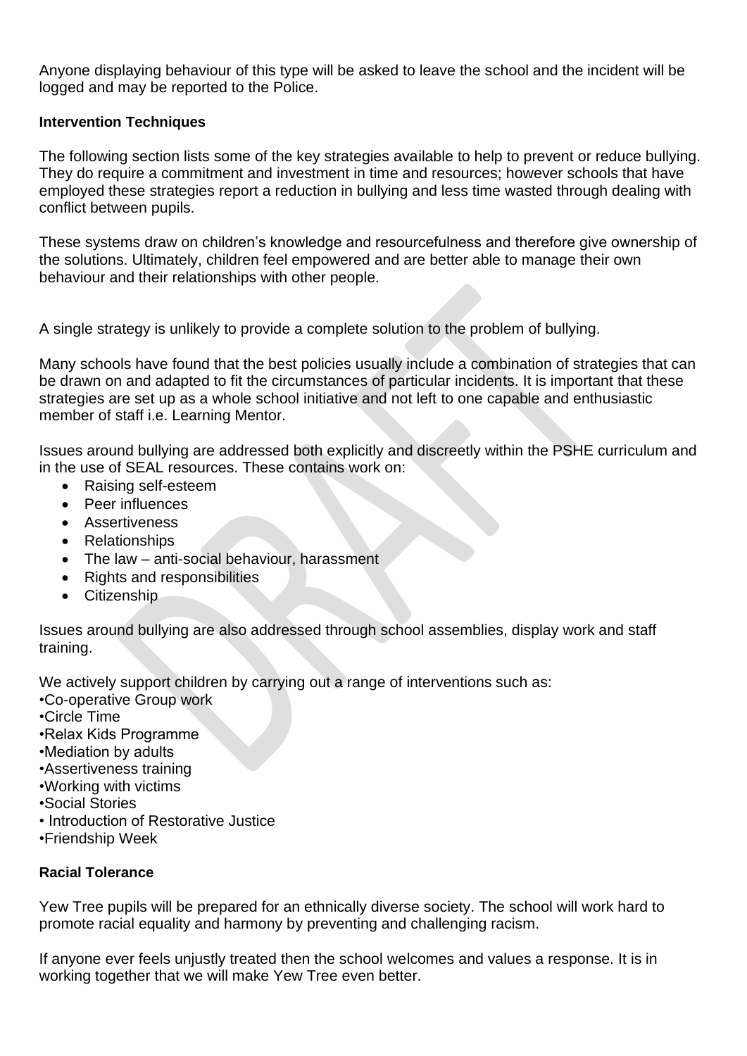Anyone displaying behaviour of this type will be asked to leave the school and the incident will be logged and may be reported to the Police.

**Intervention Techniques**

The following section lists some of the key strategies available to help to prevent or reduce bullying. They do require a commitment and investment in time and resources; however schools that have employed these strategies report a reduction in bullying and less time wasted through dealing with conflict between pupils.

These systems draw on children's knowledge and resourcefulness and therefore give ownership of the solutions. Ultimately, children feel empowered and are better able to manage their own behaviour and their relationships with other people.

A single strategy is unlikely to provide a complete solution to the problem of bullying.

Many schools have found that the best policies usually include a combination of strategies that can be drawn on and adapted to fit the circumstances of particular incidents. It is important that these strategies are set up as a whole school initiative and not left to one capable and enthusiastic member of staff i.e. Learning Mentor.

Issues around bullying are addressed both explicitly and discreetly within the PSHE curriculum and in the use of SEAL resources. These contains work on:

- Raising self-esteem
- Peer influences
- Assertiveness
- Relationships
- The law – anti-social behaviour, harassment
- Rights and responsibilities
- Citizenship

Issues around bullying are also addressed through school assemblies, display work and staff training.

We actively support children by carrying out a range of interventions such as:

- Co-operative Group work
- Circle Time
- Relax Kids Programme
- Mediation by adults
- Assertiveness training
- Working with victims
- Social Stories
- Introduction of Restorative Justice
- Friendship Week

**Racial Tolerance**

Yew Tree pupils will be prepared for an ethnically diverse society. The school will work hard to promote racial equality and harmony by preventing and challenging racism.

If anyone ever feels unjustly treated then the school welcomes and values a response. It is in working together that we will make Yew Tree even better.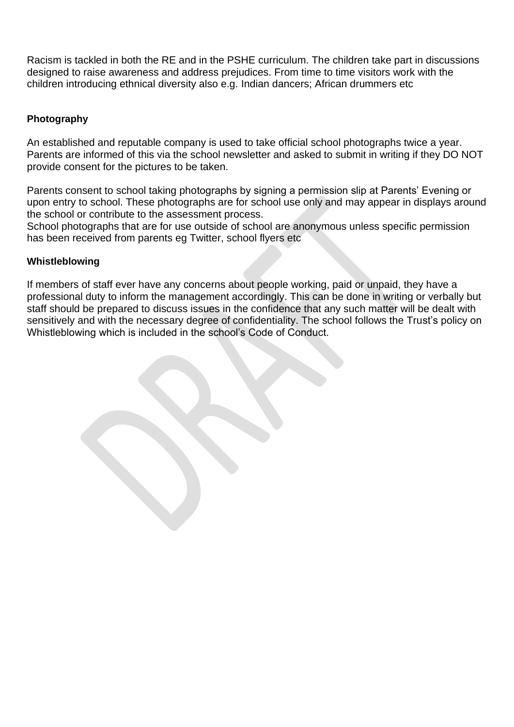Racism is tackled in both the RE and in the PSHE curriculum. The children take part in discussions designed to raise awareness and address prejudices. From time to time visitors work with the children introducing ethnical diversity also e.g. Indian dancers; African drummers etc

**Photography**

An established and reputable company is used to take official school photographs twice a year. Parents are informed of this via the school newsletter and asked to submit in writing if they DO NOT provide consent for the pictures to be taken.

Parents consent to school taking photographs by signing a permission slip at Parents' Evening or upon entry to school. These photographs are for school use only and may appear in displays around the school or contribute to the assessment process.
School photographs that are for use outside of school are anonymous unless specific permission has been received from parents eg Twitter, school flyers etc

**Whistleblowing**

If members of staff ever have any concerns about people working, paid or unpaid, they have a professional duty to inform the management accordingly. This can be done in writing or verbally but staff should be prepared to discuss issues in the confidence that any such matter will be dealt with sensitively and with the necessary degree of confidentiality. The school follows the Trust's policy on Whistleblowing which is included in the school's Code of Conduct.